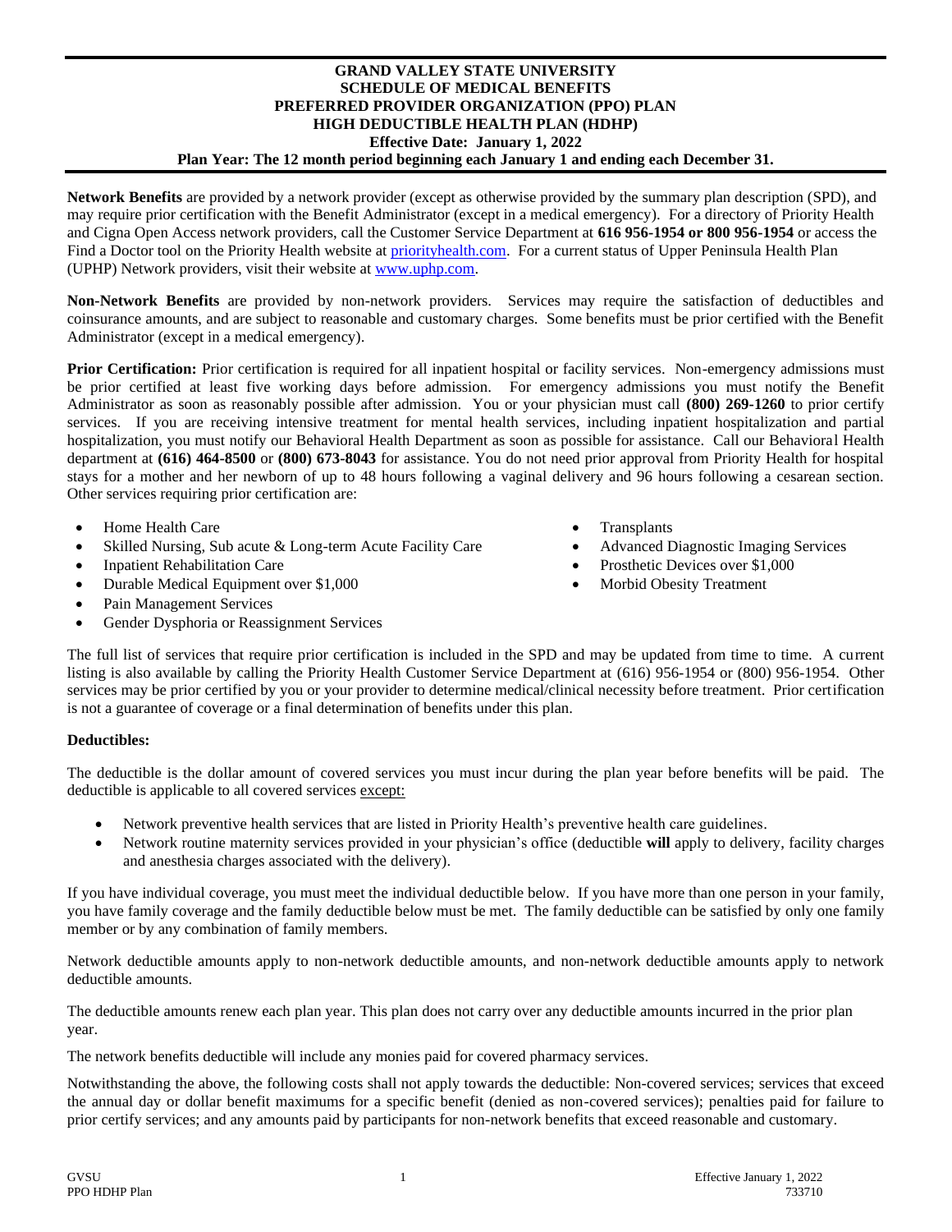# GRAND VALLEY STATE UNIVERSITY
## SCHEDULE OF MEDICAL BENEFITS
## PREFERRED PROVIDER ORGANIZATION (PPO) PLAN
## HIGH DEDUCTIBLE HEALTH PLAN (HDHP)
**Effective Date: January 1, 2022**

**Plan Year: The 12 month period beginning each January 1 and ending each December 31.**

**Network Benefits** are provided by a network provider (except as otherwise provided by the summary plan description (SPD), and may require prior certification with the Benefit Administrator (except in a medical emergency). For a directory of Priority Health and Cigna Open Access network providers, call the Customer Service Department at **616 956-1954 or 800 956-1954** or access the Find a Doctor tool on the Priority Health website at priorityhealth.com. For a current status of Upper Peninsula Health Plan (UPHP) Network providers, visit their website at www.uphp.com.

**Non-Network Benefits** are provided by non-network providers. Services may require the satisfaction of deductibles and coinsurance amounts, and are subject to reasonable and customary charges. Some benefits must be prior certified with the Benefit Administrator (except in a medical emergency).

**Prior Certification:** Prior certification is required for all inpatient hospital or facility services. Non-emergency admissions must be prior certified at least five working days before admission. For emergency admissions you must notify the Benefit Administrator as soon as reasonably possible after admission. You or your physician must call **(800) 269-1260** to prior certify services. If you are receiving intensive treatment for mental health services, including inpatient hospitalization and partial hospitalization, you must notify our Behavioral Health Department as soon as possible for assistance. Call our Behavioral Health department at **(616) 464-8500** or **(800) 673-8043** for assistance. You do not need prior approval from Priority Health for hospital stays for a mother and her newborn of up to 48 hours following a vaginal delivery and 96 hours following a cesarean section. Other services requiring prior certification are:

- Home Health Care
- Skilled Nursing, Sub acute & Long-term Acute Facility Care
- Inpatient Rehabilitation Care
- Durable Medical Equipment over $1,000
- Pain Management Services
- Gender Dysphoria or Reassignment Services
- Transplants
- Advanced Diagnostic Imaging Services
- Prosthetic Devices over $1,000
- Morbid Obesity Treatment

The full list of services that require prior certification is included in the SPD and may be updated from time to time. A current listing is also available by calling the Priority Health Customer Service Department at (616) 956-1954 or (800) 956-1954. Other services may be prior certified by you or your provider to determine medical/clinical necessity before treatment. Prior certification is not a guarantee of coverage or a final determination of benefits under this plan.

**Deductibles:**

The deductible is the dollar amount of covered services you must incur during the plan year before benefits will be paid. The deductible is applicable to all covered services except:

- Network preventive health services that are listed in Priority Health's preventive health care guidelines.
- Network routine maternity services provided in your physician's office (deductible **will** apply to delivery, facility charges and anesthesia charges associated with the delivery).

If you have individual coverage, you must meet the individual deductible below. If you have more than one person in your family, you have family coverage and the family deductible below must be met. The family deductible can be satisfied by only one family member or by any combination of family members.

Network deductible amounts apply to non-network deductible amounts, and non-network deductible amounts apply to network deductible amounts.

The deductible amounts renew each plan year. This plan does not carry over any deductible amounts incurred in the prior plan year.

The network benefits deductible will include any monies paid for covered pharmacy services.

Notwithstanding the above, the following costs shall not apply towards the deductible: Non-covered services; services that exceed the annual day or dollar benefit maximums for a specific benefit (denied as non-covered services); penalties paid for failure to prior certify services; and any amounts paid by participants for non-network benefits that exceed reasonable and customary.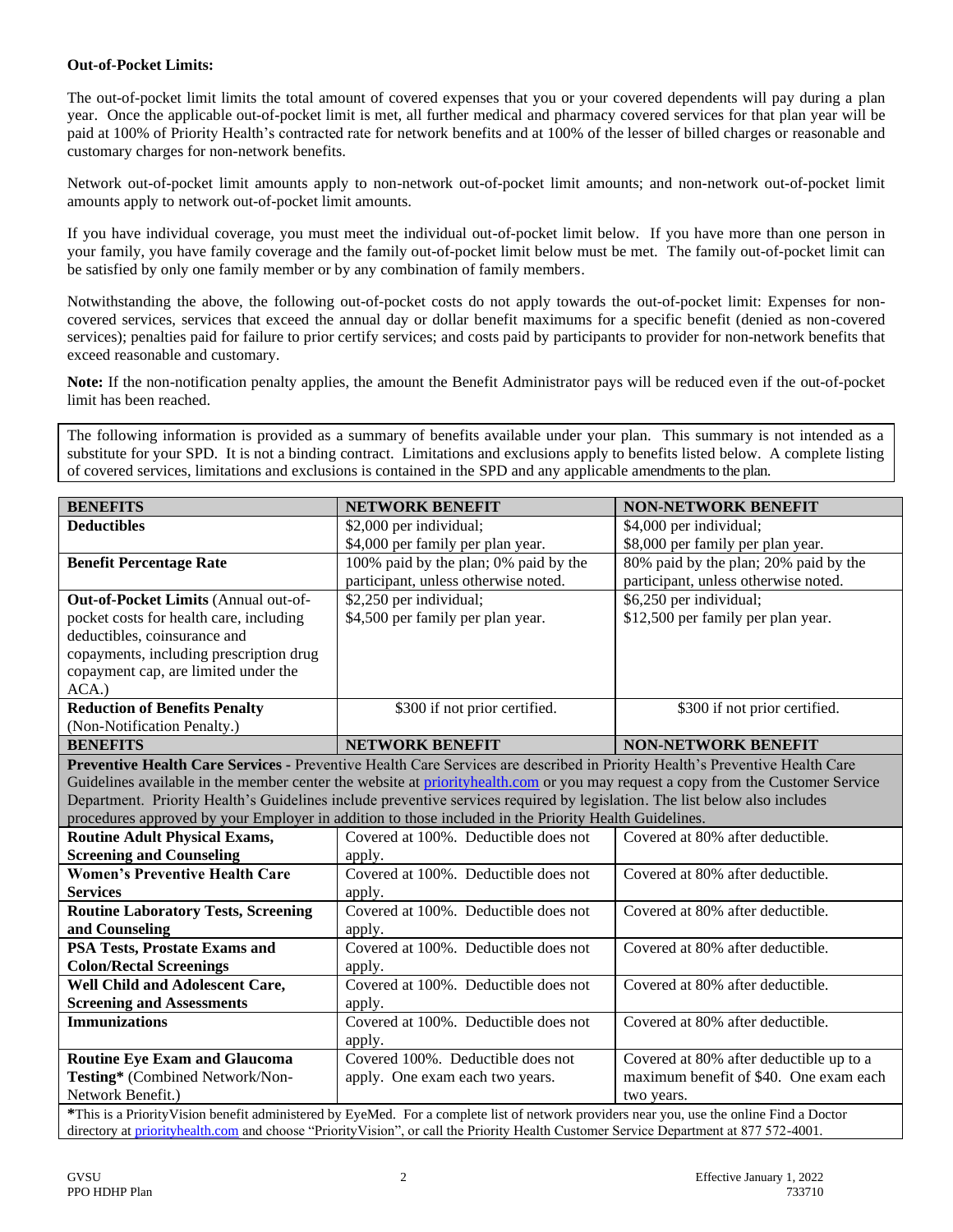**Out-of-Pocket Limits:**

The out-of-pocket limit limits the total amount of covered expenses that you or your covered dependents will pay during a plan year. Once the applicable out-of-pocket limit is met, all further medical and pharmacy covered services for that plan year will be paid at 100% of Priority Health's contracted rate for network benefits and at 100% of the lesser of billed charges or reasonable and customary charges for non-network benefits.

Network out-of-pocket limit amounts apply to non-network out-of-pocket limit amounts; and non-network out-of-pocket limit amounts apply to network out-of-pocket limit amounts.

If you have individual coverage, you must meet the individual out-of-pocket limit below. If you have more than one person in your family, you have family coverage and the family out-of-pocket limit below must be met. The family out-of-pocket limit can be satisfied by only one family member or by any combination of family members.

Notwithstanding the above, the following out-of-pocket costs do not apply towards the out-of-pocket limit: Expenses for non-covered services, services that exceed the annual day or dollar benefit maximums for a specific benefit (denied as non-covered services); penalties paid for failure to prior certify services; and costs paid by participants to provider for non-network benefits that exceed reasonable and customary.

**Note:** If the non-notification penalty applies, the amount the Benefit Administrator pays will be reduced even if the out-of-pocket limit has been reached.

The following information is provided as a summary of benefits available under your plan. This summary is not intended as a substitute for your SPD. It is not a binding contract. Limitations and exclusions apply to benefits listed below. A complete listing of covered services, limitations and exclusions is contained in the SPD and any applicable amendments to the plan.

| BENEFITS | NETWORK BENEFIT | NON-NETWORK BENEFIT |
|---|---|---|
| **Deductibles** | $2,000 per individual; $4,000 per family per plan year. | $4,000 per individual; $8,000 per family per plan year. |
| **Benefit Percentage Rate** | 100% paid by the plan; 0% paid by the participant, unless otherwise noted. | 80% paid by the plan; 20% paid by the participant, unless otherwise noted. |
| **Out-of-Pocket Limits** (Annual out-of-pocket costs for health care, including deductibles, coinsurance and copayments, including prescription drug copayment cap, are limited under the ACA.) | $2,250 per individual; $4,500 per family per plan year. | $6,250 per individual; $12,500 per family per plan year. |
| **Reduction of Benefits Penalty** (Non-Notification Penalty.) | $300 if not prior certified. | $300 if not prior certified. |

| BENEFITS | NETWORK BENEFIT | NON-NETWORK BENEFIT |
|---|---|---|
| **Preventive Health Care Services -** Preventive Health Care Services are described in Priority Health's Preventive Health Care Guidelines available in the member center the website at priorityhealth.com or you may request a copy from the Customer Service Department. Priority Health's Guidelines include preventive services required by legislation. The list below also includes procedures approved by your Employer in addition to those included in the Priority Health Guidelines. | | |
| **Routine Adult Physical Exams, Screening and Counseling** | Covered at 100%. Deductible does not apply. | Covered at 80% after deductible. |
| **Women's Preventive Health Care Services** | Covered at 100%. Deductible does not apply. | Covered at 80% after deductible. |
| **Routine Laboratory Tests, Screening and Counseling** | Covered at 100%. Deductible does not apply. | Covered at 80% after deductible. |
| **PSA Tests, Prostate Exams and Colon/Rectal Screenings** | Covered at 100%. Deductible does not apply. | Covered at 80% after deductible. |
| **Well Child and Adolescent Care, Screening and Assessments** | Covered at 100%. Deductible does not apply. | Covered at 80% after deductible. |
| **Immunizations** | Covered at 100%. Deductible does not apply. | Covered at 80% after deductible. |
| **Routine Eye Exam and Glaucoma Testing*** (Combined Network/Non-Network Benefit.) | Covered 100%. Deductible does not apply. One exam each two years. | Covered at 80% after deductible up to a maximum benefit of $40. One exam each two years. |

*This is a PriorityVision benefit administered by EyeMed. For a complete list of network providers near you, use the online Find a Doctor directory at priorityhealth.com and choose "PriorityVision", or call the Priority Health Customer Service Department at 877 572-4001.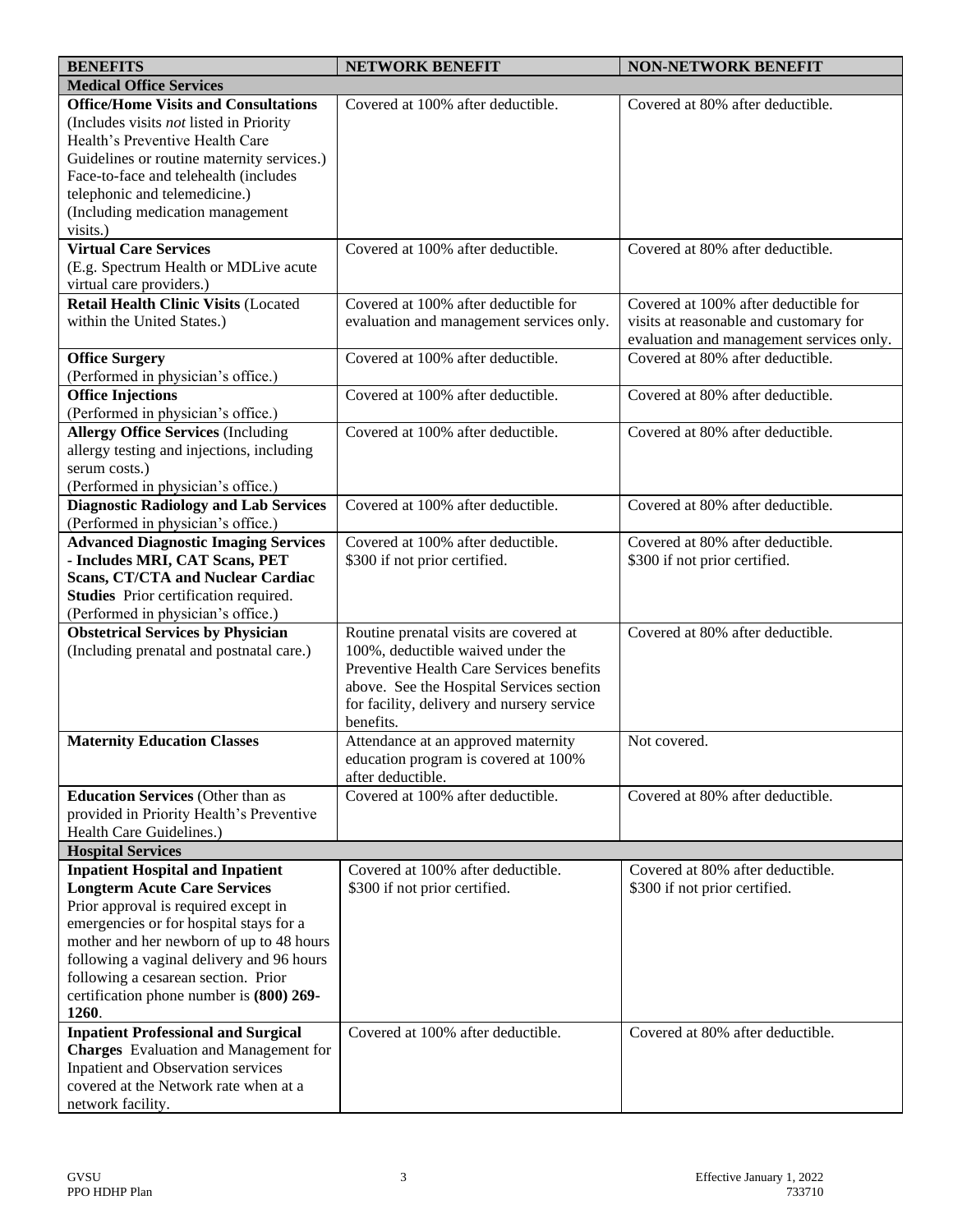| BENEFITS | NETWORK BENEFIT | NON-NETWORK BENEFIT |
|---|---|---|
| **Medical Office Services** | | |
| **Office/Home Visits and Consultations** (Includes visits *not* listed in Priority Health's Preventive Health Care Guidelines or routine maternity services.) Face-to-face and telehealth (includes telephonic and telemedicine.) (Including medication management visits.) | Covered at 100% after deductible. | Covered at 80% after deductible. |
| **Virtual Care Services** (E.g. Spectrum Health or MDLive acute virtual care providers.) | Covered at 100% after deductible. | Covered at 80% after deductible. |
| **Retail Health Clinic Visits** (Located within the United States.) | Covered at 100% after deductible for evaluation and management services only. | Covered at 100% after deductible for visits at reasonable and customary for evaluation and management services only. |
| **Office Surgery** (Performed in physician's office.) | Covered at 100% after deductible. | Covered at 80% after deductible. |
| **Office Injections** (Performed in physician's office.) | Covered at 100% after deductible. | Covered at 80% after deductible. |
| **Allergy Office Services** (Including allergy testing and injections, including serum costs.) (Performed in physician's office.) | Covered at 100% after deductible. | Covered at 80% after deductible. |
| **Diagnostic Radiology and Lab Services** (Performed in physician's office.) | Covered at 100% after deductible. | Covered at 80% after deductible. |
| **Advanced Diagnostic Imaging Services - Includes MRI, CAT Scans, PET Scans, CT/CTA and Nuclear Cardiac Studies** Prior certification required. (Performed in physician's office.) | Covered at 100% after deductible. \$300 if not prior certified. | Covered at 80% after deductible. \$300 if not prior certified. |
| **Obstetrical Services by Physician** (Including prenatal and postnatal care.) | Routine prenatal visits are covered at 100%, deductible waived under the Preventive Health Care Services benefits above. See the Hospital Services section for facility, delivery and nursery service benefits. | Covered at 80% after deductible. |
| **Maternity Education Classes** | Attendance at an approved maternity education program is covered at 100% after deductible. | Not covered. |
| **Education Services** (Other than as provided in Priority Health's Preventive Health Care Guidelines.) | Covered at 100% after deductible. | Covered at 80% after deductible. |
| **Hospital Services** | | |
| **Inpatient Hospital and Inpatient Longterm Acute Care Services** Prior approval is required except in emergencies or for hospital stays for a mother and her newborn of up to 48 hours following a vaginal delivery and 96 hours following a cesarean section. Prior certification phone number is **(800) 269-1260**. | Covered at 100% after deductible. \$300 if not prior certified. | Covered at 80% after deductible. \$300 if not prior certified. |
| **Inpatient Professional and Surgical Charges** Evaluation and Management for Inpatient and Observation services covered at the Network rate when at a network facility. | Covered at 100% after deductible. | Covered at 80% after deductible. |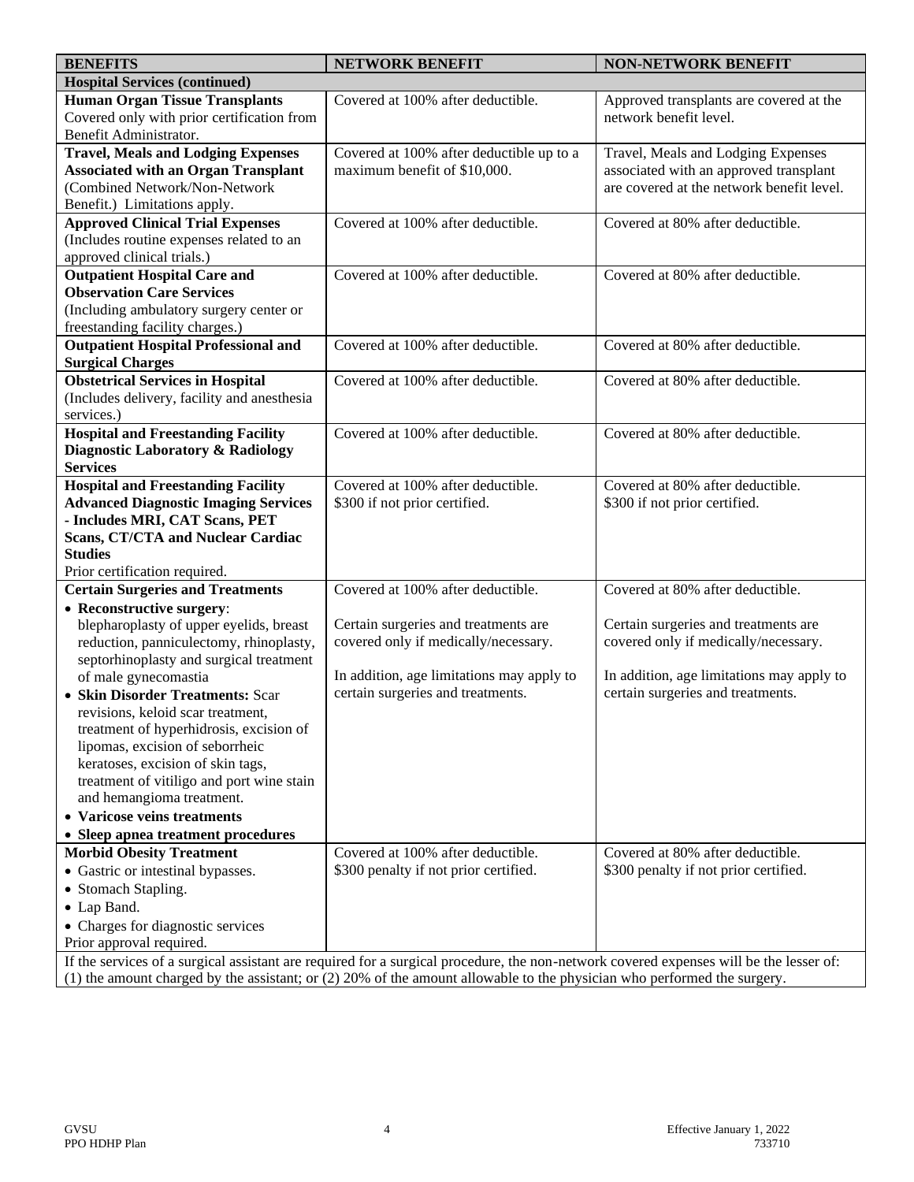| BENEFITS | NETWORK BENEFIT | NON-NETWORK BENEFIT |
|---|---|---|
| **Hospital Services (continued)** | | |
| **Human Organ Tissue Transplants** Covered only with prior certification from Benefit Administrator. | Covered at 100% after deductible. | Approved transplants are covered at the network benefit level. |
| **Travel, Meals and Lodging Expenses Associated with an Organ Transplant** (Combined Network/Non-Network Benefit.) Limitations apply. | Covered at 100% after deductible up to a maximum benefit of $10,000. | Travel, Meals and Lodging Expenses associated with an approved transplant are covered at the network benefit level. |
| **Approved Clinical Trial Expenses** (Includes routine expenses related to an approved clinical trials.) | Covered at 100% after deductible. | Covered at 80% after deductible. |
| **Outpatient Hospital Care and Observation Care Services** (Including ambulatory surgery center or freestanding facility charges.) | Covered at 100% after deductible. | Covered at 80% after deductible. |
| **Outpatient Hospital Professional and Surgical Charges** | Covered at 100% after deductible. | Covered at 80% after deductible. |
| **Obstetrical Services in Hospital** (Includes delivery, facility and anesthesia services.) | Covered at 100% after deductible. | Covered at 80% after deductible. |
| **Hospital and Freestanding Facility Diagnostic Laboratory & Radiology Services** | Covered at 100% after deductible. | Covered at 80% after deductible. |
| **Hospital and Freestanding Facility Advanced Diagnostic Imaging Services - Includes MRI, CAT Scans, PET Scans, CT/CTA and Nuclear Cardiac Studies** Prior certification required. | Covered at 100% after deductible. $300 if not prior certified. | Covered at 80% after deductible. $300 if not prior certified. |
| **Certain Surgeries and Treatments** • **Reconstructive surgery**: blepharoplasty of upper eyelids, breast reduction, panniculectomy, rhinoplasty, septorhinoplasty and surgical treatment of male gynecomastia • **Skin Disorder Treatments:** Scar revisions, keloid scar treatment, treatment of hyperhidrosis, excision of lipomas, excision of seborrheic keratoses, excision of skin tags, treatment of vitiligo and port wine stain and hemangioma treatment. • **Varicose veins treatments** • **Sleep apnea treatment procedures** | Covered at 100% after deductible. Certain surgeries and treatments are covered only if medically/necessary. In addition, age limitations may apply to certain surgeries and treatments. | Covered at 80% after deductible. Certain surgeries and treatments are covered only if medically/necessary. In addition, age limitations may apply to certain surgeries and treatments. |
| **Morbid Obesity Treatment** • Gastric or intestinal bypasses. • Stomach Stapling. • Lap Band. • Charges for diagnostic services Prior approval required. | Covered at 100% after deductible. $300 penalty if not prior certified. | Covered at 80% after deductible. $300 penalty if not prior certified. |
| If the services of a surgical assistant are required for a surgical procedure, the non-network covered expenses will be the lesser of: (1) the amount charged by the assistant; or (2) 20% of the amount allowable to the physician who performed the surgery. | | |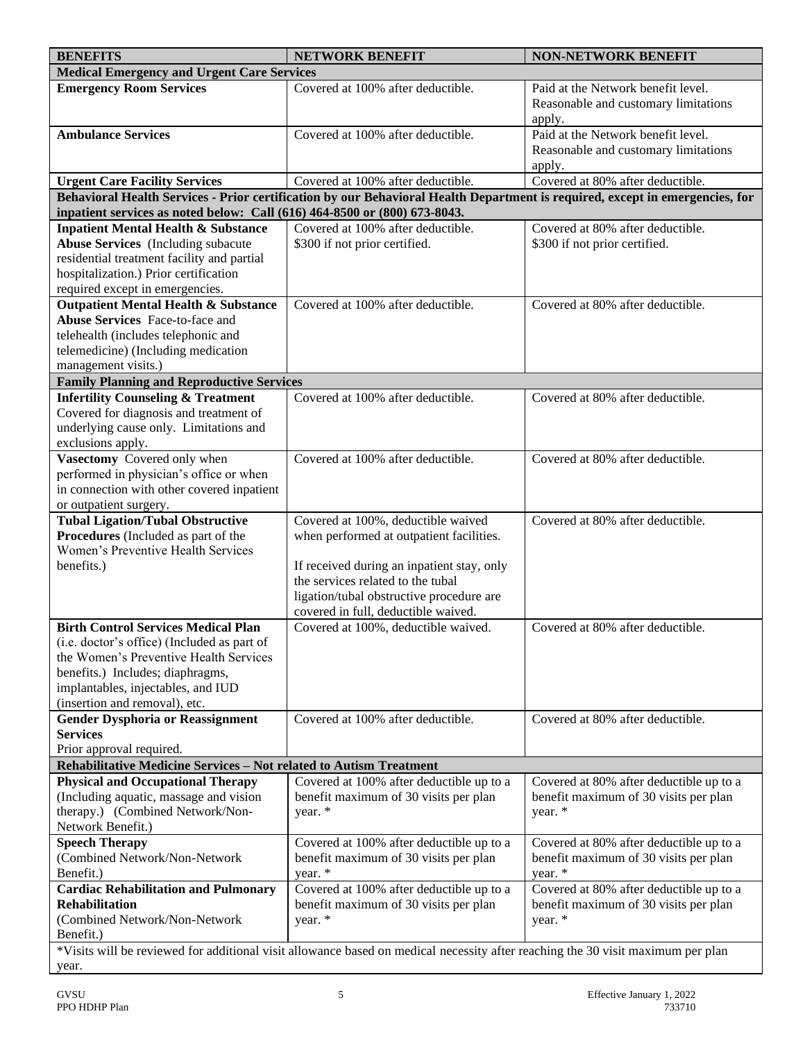| BENEFITS | NETWORK BENEFIT | NON-NETWORK BENEFIT |
|---|---|---|
| **Medical Emergency and Urgent Care Services** | | |
| **Emergency Room Services** | Covered at 100% after deductible. | Paid at the Network benefit level. Reasonable and customary limitations apply. |
| **Ambulance Services** | Covered at 100% after deductible. | Paid at the Network benefit level. Reasonable and customary limitations apply. |
| **Urgent Care Facility Services** | Covered at 100% after deductible. | Covered at 80% after deductible. |
| **Behavioral Health Services - Prior certification by our Behavioral Health Department is required, except in emergencies, for inpatient services as noted below: Call (616) 464-8500 or (800) 673-8043.** | | |
| **Inpatient Mental Health & Substance Abuse Services** (Including subacute residential treatment facility and partial hospitalization.) Prior certification required except in emergencies. | Covered at 100% after deductible. \$300 if not prior certified. | Covered at 80% after deductible. \$300 if not prior certified. |
| **Outpatient Mental Health & Substance Abuse Services** Face-to-face and telehealth (includes telephonic and telemedicine) (Including medication management visits.) | Covered at 100% after deductible. | Covered at 80% after deductible. |
| **Family Planning and Reproductive Services** | | |
| **Infertility Counseling & Treatment** Covered for diagnosis and treatment of underlying cause only. Limitations and exclusions apply. | Covered at 100% after deductible. | Covered at 80% after deductible. |
| **Vasectomy** Covered only when performed in physician's office or when in connection with other covered inpatient or outpatient surgery. | Covered at 100% after deductible. | Covered at 80% after deductible. |
| **Tubal Ligation/Tubal Obstructive Procedures** (Included as part of the Women's Preventive Health Services benefits.) | Covered at 100%, deductible waived when performed at outpatient facilities.<br><br>If received during an inpatient stay, only the services related to the tubal ligation/tubal obstructive procedure are covered in full, deductible waived. | Covered at 80% after deductible. |
| **Birth Control Services Medical Plan** (i.e. doctor's office) (Included as part of the Women's Preventive Health Services benefits.) Includes; diaphragms, implantables, injectables, and IUD (insertion and removal), etc. | Covered at 100%, deductible waived. | Covered at 80% after deductible. |
| **Gender Dysphoria or Reassignment Services** Prior approval required. | Covered at 100% after deductible. | Covered at 80% after deductible. |
| **Rehabilitative Medicine Services – Not related to Autism Treatment** | | |
| **Physical and Occupational Therapy** (Including aquatic, massage and vision therapy.) (Combined Network/Non-Network Benefit.) | Covered at 100% after deductible up to a benefit maximum of 30 visits per plan year. * | Covered at 80% after deductible up to a benefit maximum of 30 visits per plan year. * |
| **Speech Therapy** (Combined Network/Non-Network Benefit.) | Covered at 100% after deductible up to a benefit maximum of 30 visits per plan year. * | Covered at 80% after deductible up to a benefit maximum of 30 visits per plan year. * |
| **Cardiac Rehabilitation and Pulmonary Rehabilitation** (Combined Network/Non-Network Benefit.) | Covered at 100% after deductible up to a benefit maximum of 30 visits per plan year. * | Covered at 80% after deductible up to a benefit maximum of 30 visits per plan year. * |

*Visits will be reviewed for additional visit allowance based on medical necessity after reaching the 30 visit maximum per plan year.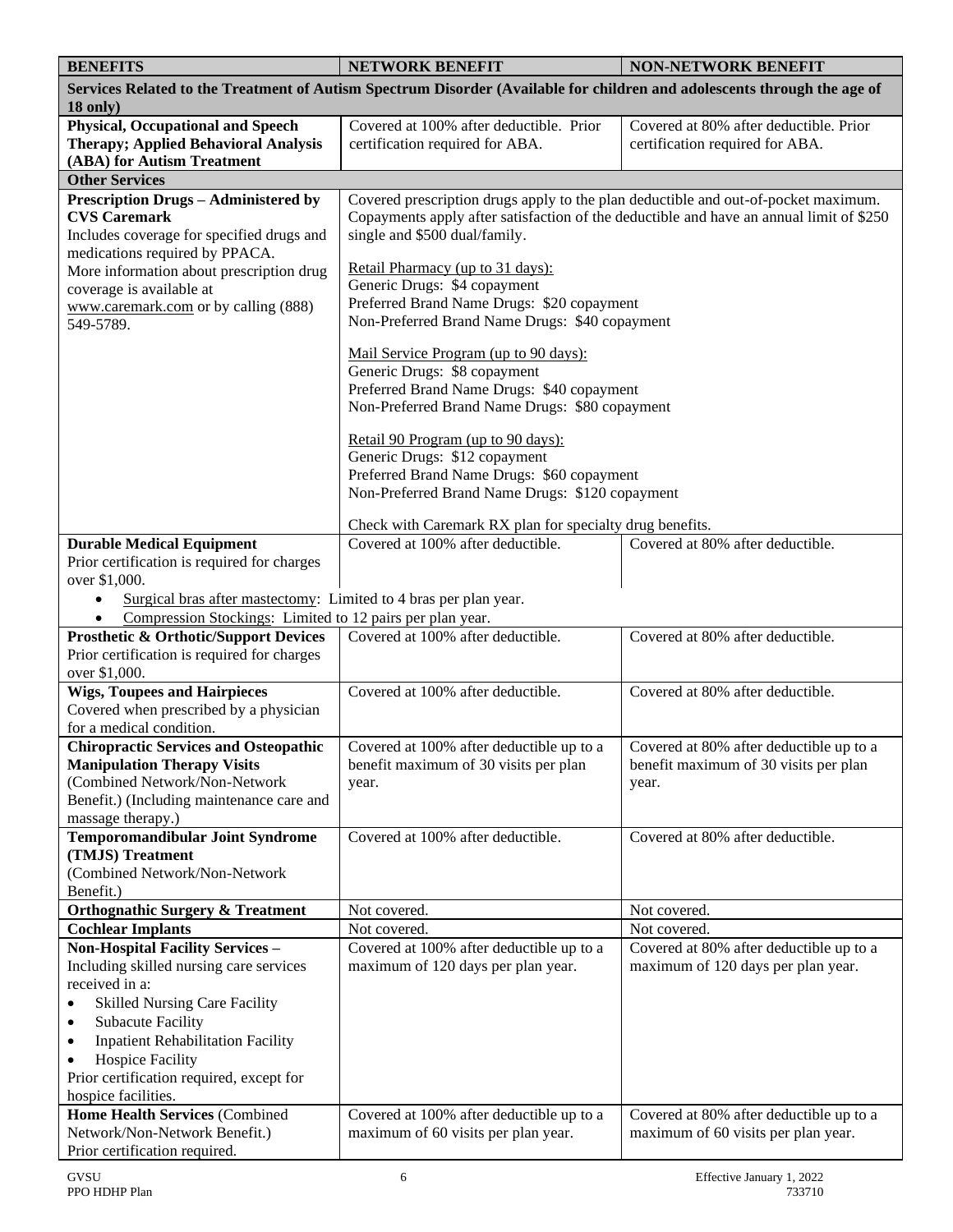| BENEFITS | NETWORK BENEFIT | NON-NETWORK BENEFIT |
|---|---|---|
| **Services Related to the Treatment of Autism Spectrum Disorder (Available for children and adolescents through the age of 18 only)** | | |
| **Physical, Occupational and Speech Therapy; Applied Behavioral Analysis (ABA) for Autism Treatment** | Covered at 100% after deductible. Prior certification required for ABA. | Covered at 80% after deductible. Prior certification required for ABA. |
| **Other Services** | | |
| **Prescription Drugs – Administered by CVS Caremark** Includes coverage for specified drugs and medications required by PPACA. More information about prescription drug coverage is available at www.caremark.com or by calling (888) 549-5789. | Covered prescription drugs apply to the plan deductible and out-of-pocket maximum. Copayments apply after satisfaction of the deductible and have an annual limit of $250 single and $500 dual/family.<br><br>Retail Pharmacy (up to 31 days):<br>Generic Drugs: $4 copayment<br>Preferred Brand Name Drugs: $20 copayment<br>Non-Preferred Brand Name Drugs: $40 copayment<br><br>Mail Service Program (up to 90 days):<br>Generic Drugs: $8 copayment<br>Preferred Brand Name Drugs: $40 copayment<br>Non-Preferred Brand Name Drugs: $80 copayment<br><br>Retail 90 Program (up to 90 days):<br>Generic Drugs: $12 copayment<br>Preferred Brand Name Drugs: $60 copayment<br>Non-Preferred Brand Name Drugs: $120 copayment<br><br>Check with Caremark RX plan for specialty drug benefits. | |
| **Durable Medical Equipment** Prior certification is required for charges over $1,000.<br>• Surgical bras after mastectomy: Limited to 4 bras per plan year.<br>• Compression Stockings: Limited to 12 pairs per plan year. | Covered at 100% after deductible. | Covered at 80% after deductible. |
| **Prosthetic & Orthotic/Support Devices** Prior certification is required for charges over $1,000. | Covered at 100% after deductible. | Covered at 80% after deductible. |
| **Wigs, Toupees and Hairpieces** Covered when prescribed by a physician for a medical condition. | Covered at 100% after deductible. | Covered at 80% after deductible. |
| **Chiropractic Services and Osteopathic Manipulation Therapy Visits** (Combined Network/Non-Network Benefit.) (Including maintenance care and massage therapy.) | Covered at 100% after deductible up to a benefit maximum of 30 visits per plan year. | Covered at 80% after deductible up to a benefit maximum of 30 visits per plan year. |
| **Temporomandibular Joint Syndrome (TMJS) Treatment** (Combined Network/Non-Network Benefit.) | Covered at 100% after deductible. | Covered at 80% after deductible. |
| **Orthognathic Surgery & Treatment** | Not covered. | Not covered. |
| **Cochlear Implants** | Not covered. | Not covered. |
| **Non-Hospital Facility Services –** Including skilled nursing care services received in a:<br>• Skilled Nursing Care Facility<br>• Subacute Facility<br>• Inpatient Rehabilitation Facility<br>• Hospice Facility<br>Prior certification required, except for hospice facilities. | Covered at 100% after deductible up to a maximum of 120 days per plan year. | Covered at 80% after deductible up to a maximum of 120 days per plan year. |
| **Home Health Services** (Combined Network/Non-Network Benefit.) Prior certification required. | Covered at 100% after deductible up to a maximum of 60 visits per plan year. | Covered at 80% after deductible up to a maximum of 60 visits per plan year. |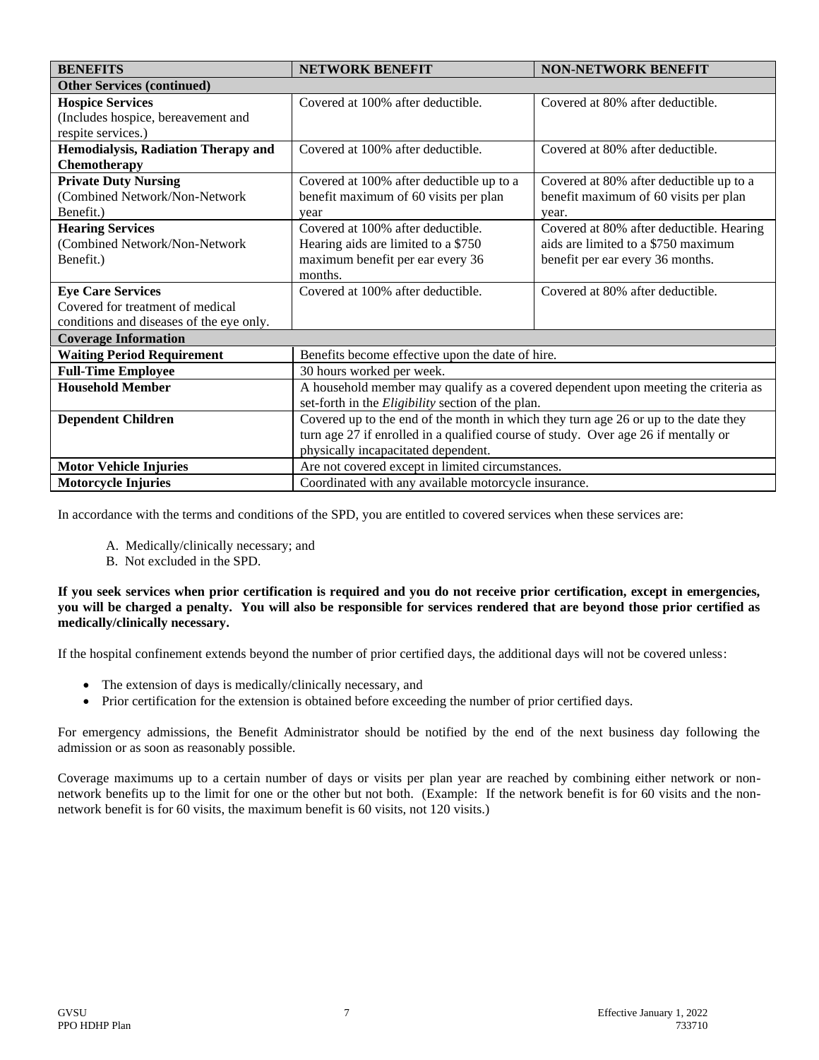| BENEFITS | NETWORK BENEFIT | NON-NETWORK BENEFIT |
|---|---|---|
| **Other Services (continued)** | | |
| **Hospice Services** (Includes hospice, bereavement and respite services.) | Covered at 100% after deductible. | Covered at 80% after deductible. |
| **Hemodialysis, Radiation Therapy and Chemotherapy** | Covered at 100% after deductible. | Covered at 80% after deductible. |
| **Private Duty Nursing** (Combined Network/Non-Network Benefit.) | Covered at 100% after deductible up to a benefit maximum of 60 visits per plan year | Covered at 80% after deductible up to a benefit maximum of 60 visits per plan year. |
| **Hearing Services** (Combined Network/Non-Network Benefit.) | Covered at 100% after deductible. Hearing aids are limited to a $750 maximum benefit per ear every 36 months. | Covered at 80% after deductible. Hearing aids are limited to a $750 maximum benefit per ear every 36 months. |
| **Eye Care Services** Covered for treatment of medical conditions and diseases of the eye only. | Covered at 100% after deductible. | Covered at 80% after deductible. |
| **Coverage Information** | | |
| **Waiting Period Requirement** | Benefits become effective upon the date of hire. | |
| **Full-Time Employee** | 30 hours worked per week. | |
| **Household Member** | A household member may qualify as a covered dependent upon meeting the criteria as set-forth in the *Eligibility* section of the plan. | |
| **Dependent Children** | Covered up to the end of the month in which they turn age 26 or up to the date they turn age 27 if enrolled in a qualified course of study. Over age 26 if mentally or physically incapacitated dependent. | |
| **Motor Vehicle Injuries** | Are not covered except in limited circumstances. | |
| **Motorcycle Injuries** | Coordinated with any available motorcycle insurance. | |

In accordance with the terms and conditions of the SPD, you are entitled to covered services when these services are:

A. Medically/clinically necessary; and
B. Not excluded in the SPD.

**If you seek services when prior certification is required and you do not receive prior certification, except in emergencies, you will be charged a penalty. You will also be responsible for services rendered that are beyond those prior certified as medically/clinically necessary.**

If the hospital confinement extends beyond the number of prior certified days, the additional days will not be covered unless:

- The extension of days is medically/clinically necessary, and
- Prior certification for the extension is obtained before exceeding the number of prior certified days.

For emergency admissions, the Benefit Administrator should be notified by the end of the next business day following the admission or as soon as reasonably possible.

Coverage maximums up to a certain number of days or visits per plan year are reached by combining either network or non-network benefits up to the limit for one or the other but not both. (Example: If the network benefit is for 60 visits and the non-network benefit is for 60 visits, the maximum benefit is 60 visits, not 120 visits.)